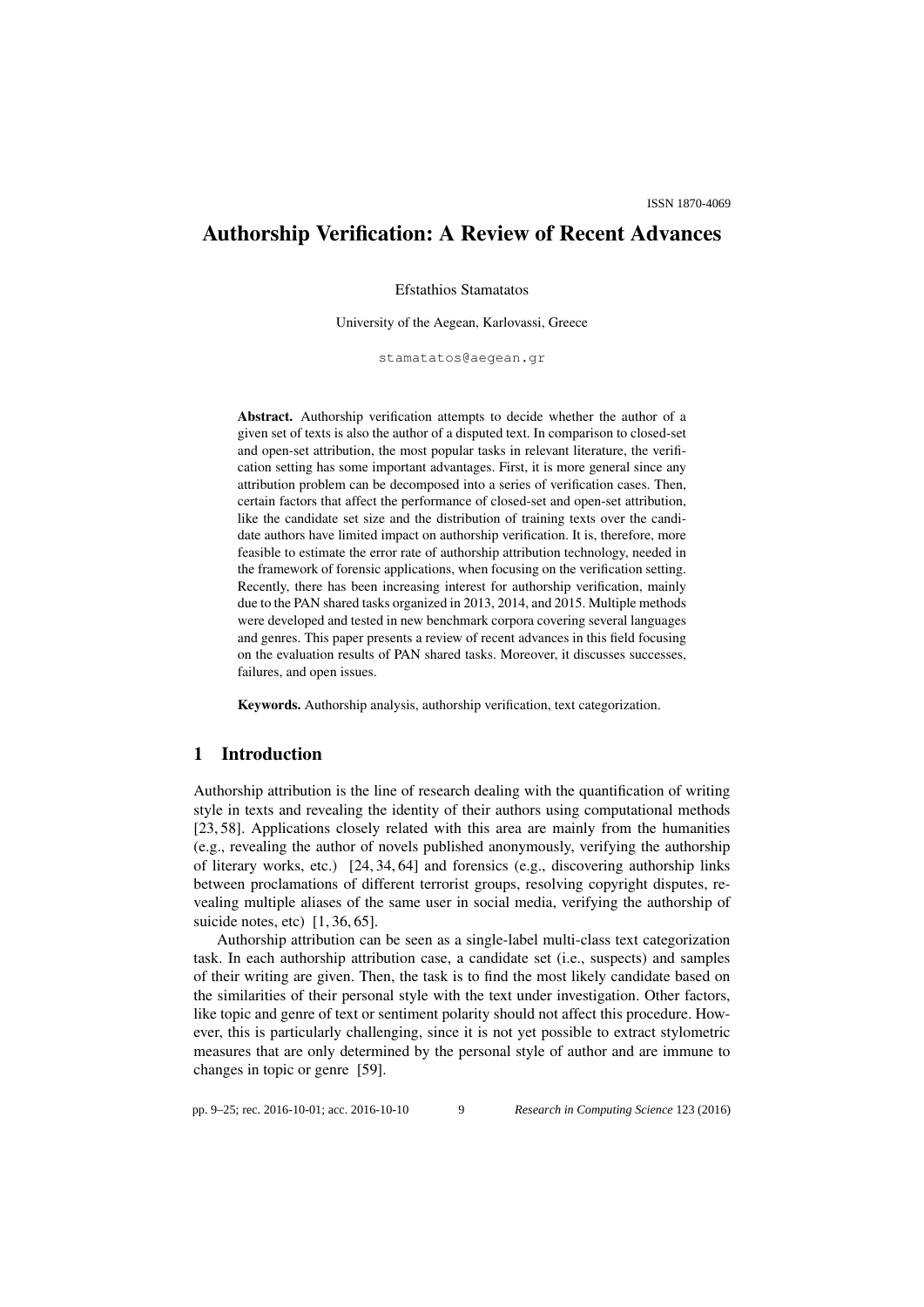# Authorship Verification: A Review of Recent Advances

Efstathios Stamatatos

University of the Aegean, Karlovassi, Greece

stamatatos@aegean.gr

**Abstract.** Authorship verification attempts to decide whether the author of a given set of texts is also the author of a disputed text. In comparison to closed-set and open-set attribution, the most popular tasks in relevant literature, the verification setting has some important advantages. First, it is more general since any attribution problem can be decomposed into a series of verification cases. Then, certain factors that affect the performance of closed-set and open-set attribution, like the candidate set size and the distribution of training texts over the candidate authors have limited impact on authorship verification. It is, therefore, more feasible to estimate the error rate of authorship attribution technology, needed in the framework of forensic applications, when focusing on the verification setting. Recently, there has been increasing interest for authorship verification, mainly due to the PAN shared tasks organized in 2013, 2014, and 2015. Multiple methods were developed and tested in new benchmark corpora covering several languages and genres. This paper presents a review of recent advances in this field focusing on the evaluation results of PAN shared tasks. Moreover, it discusses successes, failures, and open issues.

**Keywords.** Authorship analysis, authorship verification, text categorization.

## 1 Introduction

Authorship attribution is the line of research dealing with the quantification of writing style in texts and revealing the identity of their authors using computational methods [23, 58]. Applications closely related with this area are mainly from the humanities (e.g., revealing the author of novels published anonymously, verifying the authorship of literary works, etc.) [24, 34, 64] and forensics (e.g., discovering authorship links between proclamations of different terrorist groups, resolving copyright disputes, revealing multiple aliases of the same user in social media, verifying the authorship of suicide notes, etc) [1, 36, 65].

Authorship attribution can be seen as a single-label multi-class text categorization task. In each authorship attribution case, a candidate set (i.e., suspects) and samples of their writing are given. Then, the task is to find the most likely candidate based on the similarities of their personal style with the text under investigation. Other factors, like topic and genre of text or sentiment polarity should not affect this procedure. However, this is particularly challenging, since it is not yet possible to extract stylometric measures that are only determined by the personal style of author and are immune to changes in topic or genre [59].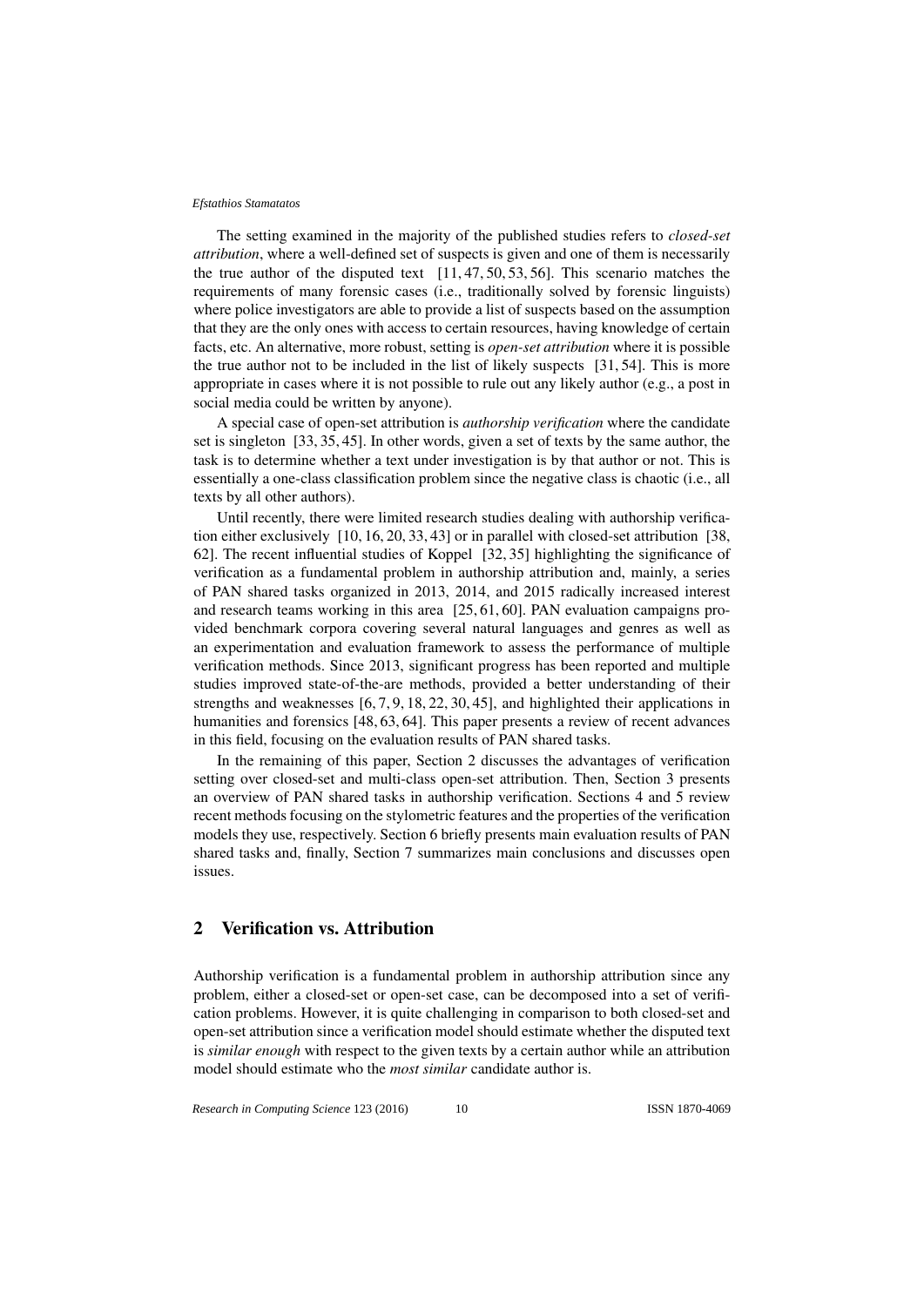The setting examined in the majority of the published studies refers to *closed-set attribution*, where a well-defined set of suspects is given and one of them is necessarily the true author of the disputed text [11, 47, 50, 53, 56]. This scenario matches the requirements of many forensic cases (i.e., traditionally solved by forensic linguists) where police investigators are able to provide a list of suspects based on the assumption that they are the only ones with access to certain resources, having knowledge of certain facts, etc. An alternative, more robust, setting is *open-set attribution* where it is possible the true author not to be included in the list of likely suspects [31, 54]. This is more appropriate in cases where it is not possible to rule out any likely author (e.g., a post in social media could be written by anyone).

A special case of open-set attribution is *authorship verification* where the candidate set is singleton [33, 35, 45]. In other words, given a set of texts by the same author, the task is to determine whether a text under investigation is by that author or not. This is essentially a one-class classification problem since the negative class is chaotic (i.e., all texts by all other authors).

Until recently, there were limited research studies dealing with authorship verification either exclusively [10, 16, 20, 33, 43] or in parallel with closed-set attribution [38, 62]. The recent influential studies of Koppel [32, 35] highlighting the significance of verification as a fundamental problem in authorship attribution and, mainly, a series of PAN shared tasks organized in 2013, 2014, and 2015 radically increased interest and research teams working in this area [25, 61, 60]. PAN evaluation campaigns provided benchmark corpora covering several natural languages and genres as well as an experimentation and evaluation framework to assess the performance of multiple verification methods. Since 2013, significant progress has been reported and multiple studies improved state-of-the-are methods, provided a better understanding of their strengths and weaknesses [6, 7, 9, 18, 22, 30, 45], and highlighted their applications in humanities and forensics [48, 63, 64]. This paper presents a review of recent advances in this field, focusing on the evaluation results of PAN shared tasks.

In the remaining of this paper, Section 2 discusses the advantages of verification setting over closed-set and multi-class open-set attribution. Then, Section 3 presents an overview of PAN shared tasks in authorship verification. Sections 4 and 5 review recent methods focusing on the stylometric features and the properties of the verification models they use, respectively. Section 6 briefly presents main evaluation results of PAN shared tasks and, finally, Section 7 summarizes main conclusions and discusses open issues.

## 2 Verification vs. Attribution

Authorship verification is a fundamental problem in authorship attribution since any problem, either a closed-set or open-set case, can be decomposed into a set of verification problems. However, it is quite challenging in comparison to both closed-set and open-set attribution since a verification model should estimate whether the disputed text is *similar enough* with respect to the given texts by a certain author while an attribution model should estimate who the *most similar* candidate author is.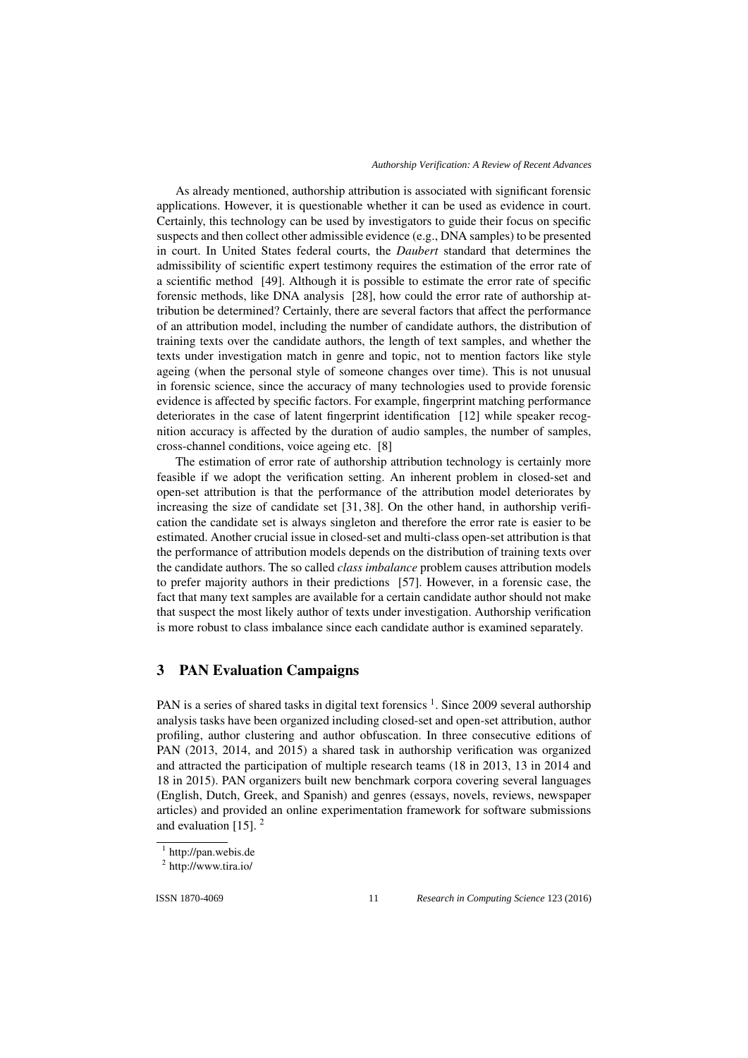As already mentioned, authorship attribution is associated with significant forensic applications. However, it is questionable whether it can be used as evidence in court. Certainly, this technology can be used by investigators to guide their focus on specific suspects and then collect other admissible evidence (e.g., DNA samples) to be presented in court. In United States federal courts, the *Daubert* standard that determines the admissibility of scientific expert testimony requires the estimation of the error rate of a scientific method [49]. Although it is possible to estimate the error rate of specific forensic methods, like DNA analysis [28], how could the error rate of authorship attribution be determined? Certainly, there are several factors that affect the performance of an attribution model, including the number of candidate authors, the distribution of training texts over the candidate authors, the length of text samples, and whether the texts under investigation match in genre and topic, not to mention factors like style ageing (when the personal style of someone changes over time). This is not unusual in forensic science, since the accuracy of many technologies used to provide forensic evidence is affected by specific factors. For example, fingerprint matching performance deteriorates in the case of latent fingerprint identification [12] while speaker recognition accuracy is affected by the duration of audio samples, the number of samples, cross-channel conditions, voice ageing etc. [8]

The estimation of error rate of authorship attribution technology is certainly more feasible if we adopt the verification setting. An inherent problem in closed-set and open-set attribution is that the performance of the attribution model deteriorates by increasing the size of candidate set [31, 38]. On the other hand, in authorship verification the candidate set is always singleton and therefore the error rate is easier to be estimated. Another crucial issue in closed-set and multi-class open-set attribution is that the performance of attribution models depends on the distribution of training texts over the candidate authors. The so called *class imbalance* problem causes attribution models to prefer majority authors in their predictions [57]. However, in a forensic case, the fact that many text samples are available for a certain candidate author should not make that suspect the most likely author of texts under investigation. Authorship verification is more robust to class imbalance since each candidate author is examined separately.

## 3 PAN Evaluation Campaigns

PAN is a series of shared tasks in digital text forensics [1]. Since 2009 several authorship analysis tasks have been organized including closed-set and open-set attribution, author profiling, author clustering and author obfuscation. In three consecutive editions of PAN (2013, 2014, and 2015) a shared task in authorship verification was organized and attracted the participation of multiple research teams (18 in 2013, 13 in 2014 and 18 in 2015). PAN organizers built new benchmark corpora covering several languages (English, Dutch, Greek, and Spanish) and genres (essays, novels, reviews, newspaper articles) and provided an online experimentation framework for software submissions and evaluation [15]. [2]

[1] http://pan.webis.de

[2] http://www.tira.io/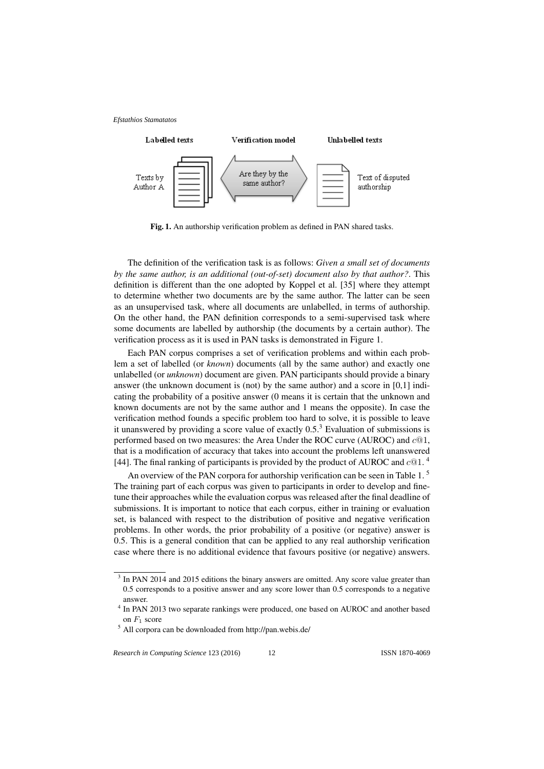Labelled texts | Verification model | Unlabelled texts

Texts by Author A | Are they by the same author? | Text of disputed authorship

**Fig. 1.** An authorship verification problem as defined in PAN shared tasks.

The definition of the verification task is as follows: *Given a small set of documents by the same author, is an additional (out-of-set) document also by that author?*. This definition is different than the one adopted by Koppel et al. [35] where they attempt to determine whether two documents are by the same author. The latter can be seen as an unsupervised task, where all documents are unlabelled, in terms of authorship. On the other hand, the PAN definition corresponds to a semi-supervised task where some documents are labelled by authorship (the documents by a certain author). The verification process as it is used in PAN tasks is demonstrated in Figure 1.

Each PAN corpus comprises a set of verification problems and within each problem a set of labelled (or *known*) documents (all by the same author) and exactly one unlabelled (or *unknown*) document are given. PAN participants should provide a binary answer (the unknown document is (not) by the same author) and a score in [0,1] indicating the probability of a positive answer (0 means it is certain that the unknown and known documents are not by the same author and 1 means the opposite). In case the verification method founds a specific problem too hard to solve, it is possible to leave it unanswered by providing a score value of exactly 0.5.[3] Evaluation of submissions is performed based on two measures: the Area Under the ROC curve (AUROC) and $c@1$, that is a modification of accuracy that takes into account the problems left unanswered [44]. The final ranking of participants is provided by the product of AUROC and $c@1$. [4]

An overview of the PAN corpora for authorship verification can be seen in Table 1. [5] The training part of each corpus was given to participants in order to develop and fine-tune their approaches while the evaluation corpus was released after the final deadline of submissions. It is important to notice that each corpus, either in training or evaluation set, is balanced with respect to the distribution of positive and negative verification problems. In other words, the prior probability of a positive (or negative) answer is 0.5. This is a general condition that can be applied to any real authorship verification case where there is no additional evidence that favours positive (or negative) answers.

[3] In PAN 2014 and 2015 editions the binary answers are omitted. Any score value greater than 0.5 corresponds to a positive answer and any score lower than 0.5 corresponds to a negative answer.

[4] In PAN 2013 two separate rankings were produced, one based on AUROC and another based on $F_1$ score

[5] All corpora can be downloaded from http://pan.webis.de/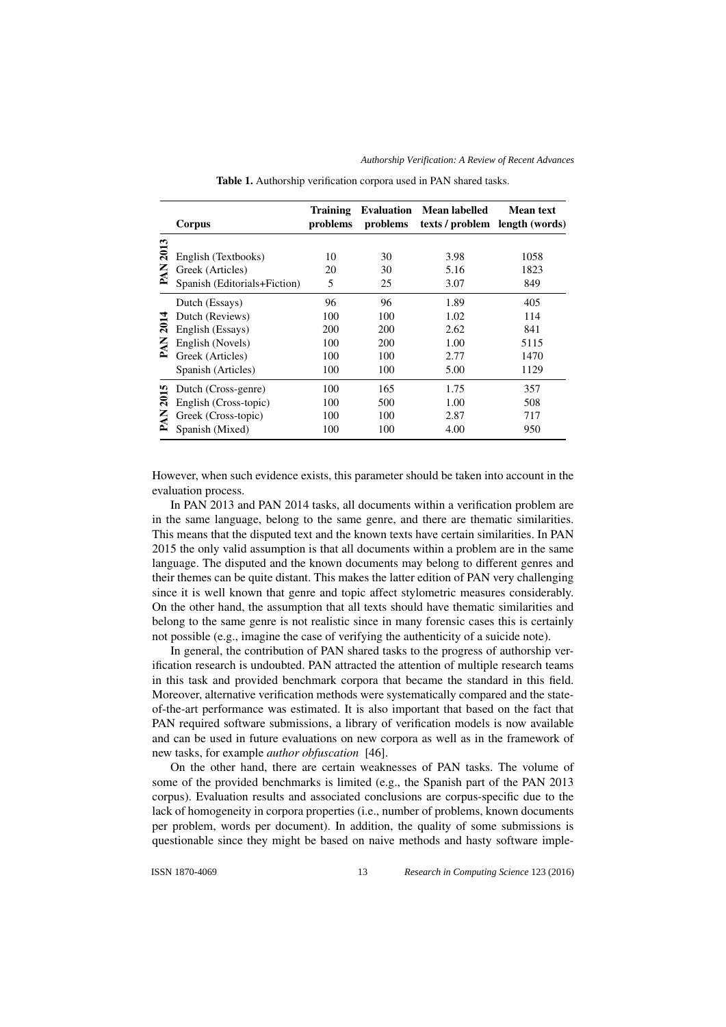**Table 1.** Authorship verification corpora used in PAN shared tasks.

| | Corpus | Training problems | Evaluation problems | Mean labelled texts / problem | Mean text length (words) |
|---|---|---|---|---|---|
| PAN 2013 | English (Textbooks) | 10 | 30 | 3.98 | 1058 |
| | Greek (Articles) | 20 | 30 | 5.16 | 1823 |
| | Spanish (Editorials+Fiction) | 5 | 25 | 3.07 | 849 |
| PAN 2014 | Dutch (Essays) | 96 | 96 | 1.89 | 405 |
| | Dutch (Reviews) | 100 | 100 | 1.02 | 114 |
| | English (Essays) | 200 | 200 | 2.62 | 841 |
| | English (Novels) | 100 | 200 | 1.00 | 5115 |
| | Greek (Articles) | 100 | 100 | 2.77 | 1470 |
| | Spanish (Articles) | 100 | 100 | 5.00 | 1129 |
| PAN 2015 | Dutch (Cross-genre) | 100 | 165 | 1.75 | 357 |
| | English (Cross-topic) | 100 | 500 | 1.00 | 508 |
| | Greek (Cross-topic) | 100 | 100 | 2.87 | 717 |
| | Spanish (Mixed) | 100 | 100 | 4.00 | 950 |

However, when such evidence exists, this parameter should be taken into account in the evaluation process.

In PAN 2013 and PAN 2014 tasks, all documents within a verification problem are in the same language, belong to the same genre, and there are thematic similarities. This means that the disputed text and the known texts have certain similarities. In PAN 2015 the only valid assumption is that all documents within a problem are in the same language. The disputed and the known documents may belong to different genres and their themes can be quite distant. This makes the latter edition of PAN very challenging since it is well known that genre and topic affect stylometric measures considerably. On the other hand, the assumption that all texts should have thematic similarities and belong to the same genre is not realistic since in many forensic cases this is certainly not possible (e.g., imagine the case of verifying the authenticity of a suicide note).

In general, the contribution of PAN shared tasks to the progress of authorship verification research is undoubted. PAN attracted the attention of multiple research teams in this task and provided benchmark corpora that became the standard in this field. Moreover, alternative verification methods were systematically compared and the state-of-the-art performance was estimated. It is also important that based on the fact that PAN required software submissions, a library of verification models is now available and can be used in future evaluations on new corpora as well as in the framework of new tasks, for example *author obfuscation* [46].

On the other hand, there are certain weaknesses of PAN tasks. The volume of some of the provided benchmarks is limited (e.g., the Spanish part of the PAN 2013 corpus). Evaluation results and associated conclusions are corpus-specific due to the lack of homogeneity in corpora properties (i.e., number of problems, known documents per problem, words per document). In addition, the quality of some submissions is questionable since they might be based on naive methods and hasty software imple-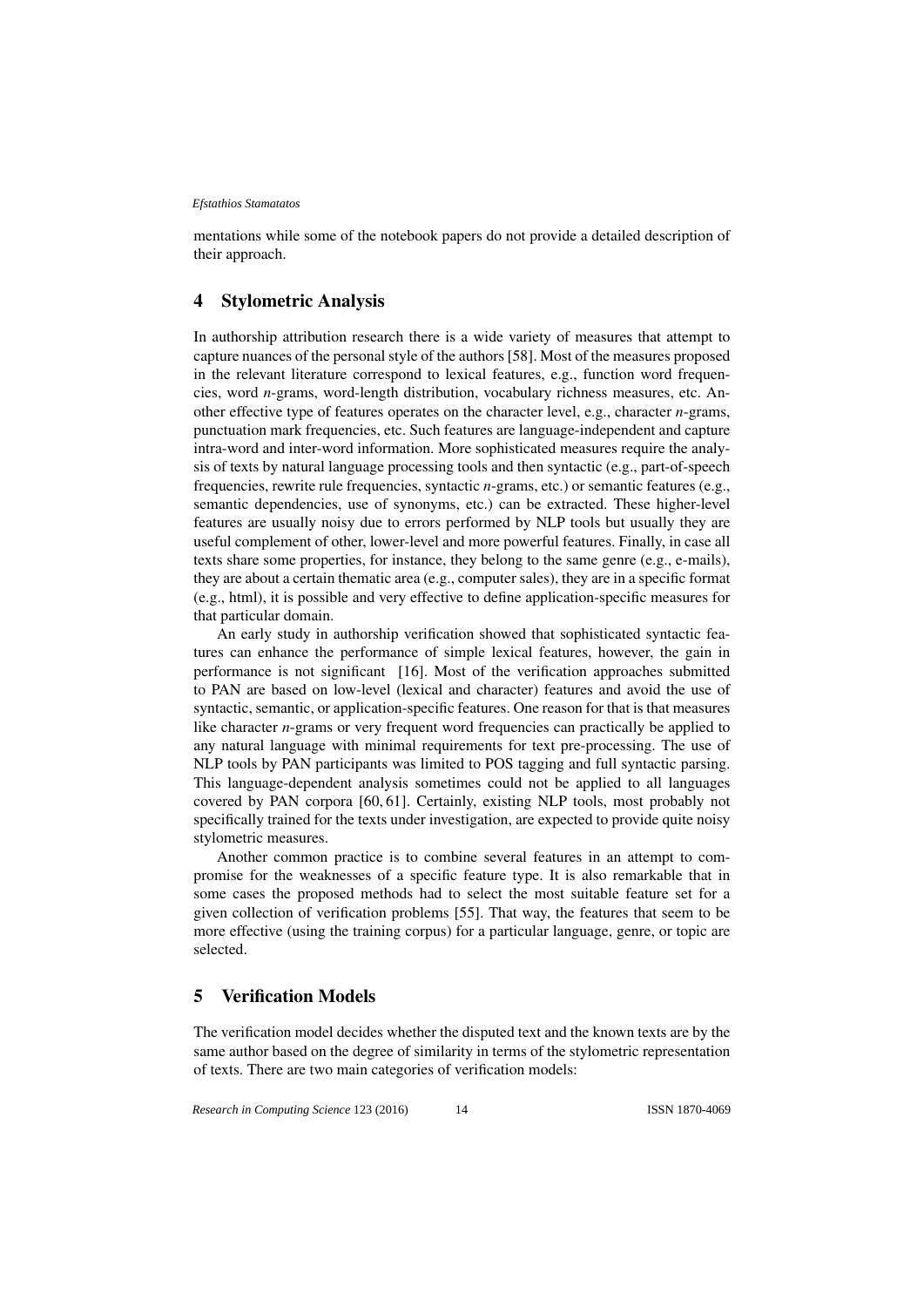mentations while some of the notebook papers do not provide a detailed description of their approach.

## 4 Stylometric Analysis

In authorship attribution research there is a wide variety of measures that attempt to capture nuances of the personal style of the authors [58]. Most of the measures proposed in the relevant literature correspond to lexical features, e.g., function word frequencies, word *n*-grams, word-length distribution, vocabulary richness measures, etc. Another effective type of features operates on the character level, e.g., character *n*-grams, punctuation mark frequencies, etc. Such features are language-independent and capture intra-word and inter-word information. More sophisticated measures require the analysis of texts by natural language processing tools and then syntactic (e.g., part-of-speech frequencies, rewrite rule frequencies, syntactic *n*-grams, etc.) or semantic features (e.g., semantic dependencies, use of synonyms, etc.) can be extracted. These higher-level features are usually noisy due to errors performed by NLP tools but usually they are useful complement of other, lower-level and more powerful features. Finally, in case all texts share some properties, for instance, they belong to the same genre (e.g., e-mails), they are about a certain thematic area (e.g., computer sales), they are in a specific format (e.g., html), it is possible and very effective to define application-specific measures for that particular domain.

An early study in authorship verification showed that sophisticated syntactic features can enhance the performance of simple lexical features, however, the gain in performance is not significant [16]. Most of the verification approaches submitted to PAN are based on low-level (lexical and character) features and avoid the use of syntactic, semantic, or application-specific features. One reason for that is that measures like character *n*-grams or very frequent word frequencies can practically be applied to any natural language with minimal requirements for text pre-processing. The use of NLP tools by PAN participants was limited to POS tagging and full syntactic parsing. This language-dependent analysis sometimes could not be applied to all languages covered by PAN corpora [60, 61]. Certainly, existing NLP tools, most probably not specifically trained for the texts under investigation, are expected to provide quite noisy stylometric measures.

Another common practice is to combine several features in an attempt to compromise for the weaknesses of a specific feature type. It is also remarkable that in some cases the proposed methods had to select the most suitable feature set for a given collection of verification problems [55]. That way, the features that seem to be more effective (using the training corpus) for a particular language, genre, or topic are selected.

## 5 Verification Models

The verification model decides whether the disputed text and the known texts are by the same author based on the degree of similarity in terms of the stylometric representation of texts. There are two main categories of verification models: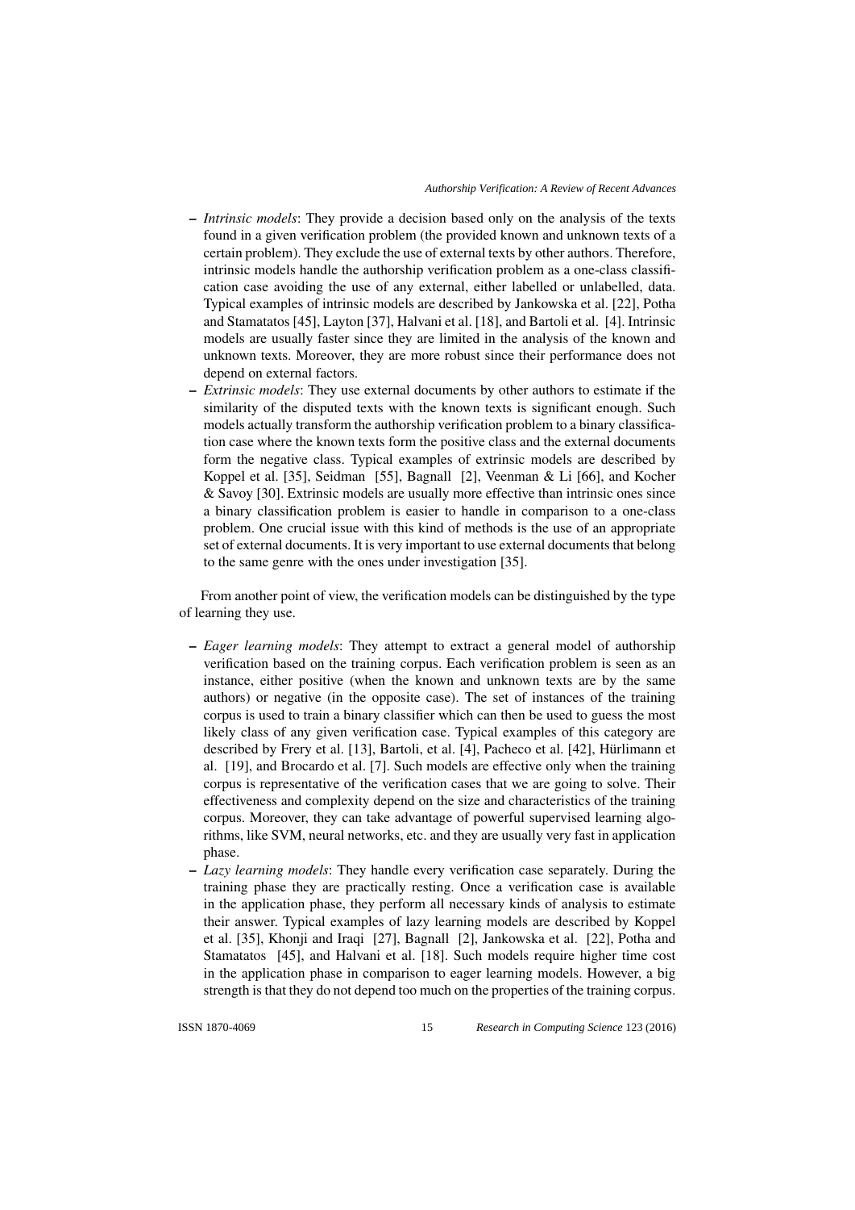- *Intrinsic models*: They provide a decision based only on the analysis of the texts found in a given verification problem (the provided known and unknown texts of a certain problem). They exclude the use of external texts by other authors. Therefore, intrinsic models handle the authorship verification problem as a one-class classification case avoiding the use of any external, either labelled or unlabelled, data. Typical examples of intrinsic models are described by Jankowska et al. [22], Potha and Stamatatos [45], Layton [37], Halvani et al. [18], and Bartoli et al. [4]. Intrinsic models are usually faster since they are limited in the analysis of the known and unknown texts. Moreover, they are more robust since their performance does not depend on external factors.
- *Extrinsic models*: They use external documents by other authors to estimate if the similarity of the disputed texts with the known texts is significant enough. Such models actually transform the authorship verification problem to a binary classification case where the known texts form the positive class and the external documents form the negative class. Typical examples of extrinsic models are described by Koppel et al. [35], Seidman [55], Bagnall [2], Veenman & Li [66], and Kocher & Savoy [30]. Extrinsic models are usually more effective than intrinsic ones since a binary classification problem is easier to handle in comparison to a one-class problem. One crucial issue with this kind of methods is the use of an appropriate set of external documents. It is very important to use external documents that belong to the same genre with the ones under investigation [35].

From another point of view, the verification models can be distinguished by the type of learning they use.

- *Eager learning models*: They attempt to extract a general model of authorship verification based on the training corpus. Each verification problem is seen as an instance, either positive (when the known and unknown texts are by the same authors) or negative (in the opposite case). The set of instances of the training corpus is used to train a binary classifier which can then be used to guess the most likely class of any given verification case. Typical examples of this category are described by Frery et al. [13], Bartoli, et al. [4], Pacheco et al. [42], Hürlimann et al. [19], and Brocardo et al. [7]. Such models are effective only when the training corpus is representative of the verification cases that we are going to solve. Their effectiveness and complexity depend on the size and characteristics of the training corpus. Moreover, they can take advantage of powerful supervised learning algorithms, like SVM, neural networks, etc. and they are usually very fast in application phase.
- *Lazy learning models*: They handle every verification case separately. During the training phase they are practically resting. Once a verification case is available in the application phase, they perform all necessary kinds of analysis to estimate their answer. Typical examples of lazy learning models are described by Koppel et al. [35], Khonji and Iraqi [27], Bagnall [2], Jankowska et al. [22], Potha and Stamatatos [45], and Halvani et al. [18]. Such models require higher time cost in the application phase in comparison to eager learning models. However, a big strength is that they do not depend too much on the properties of the training corpus.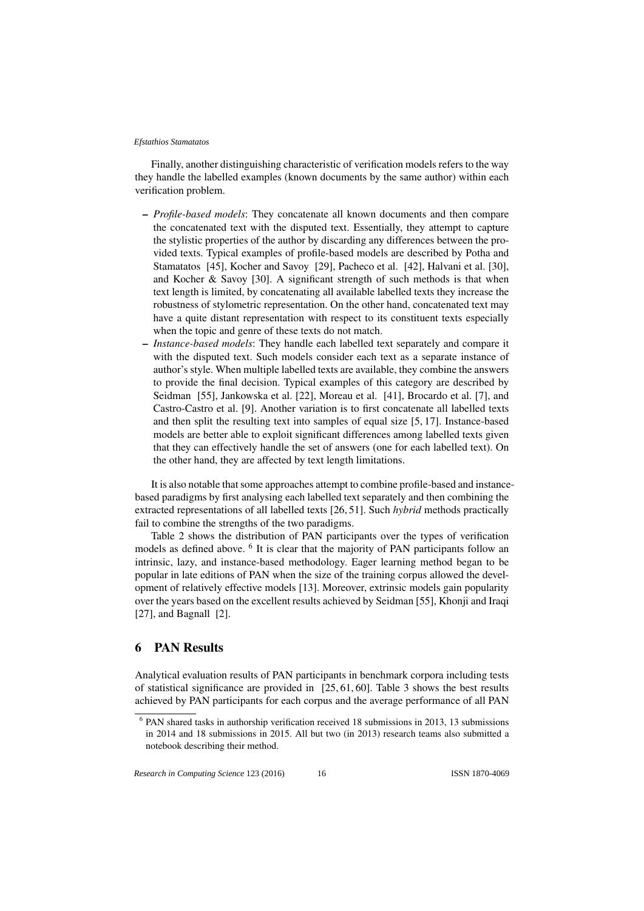Finally, another distinguishing characteristic of verification models refers to the way they handle the labelled examples (known documents by the same author) within each verification problem.

- *Profile-based models*: They concatenate all known documents and then compare the concatenated text with the disputed text. Essentially, they attempt to capture the stylistic properties of the author by discarding any differences between the provided texts. Typical examples of profile-based models are described by Potha and Stamatatos [45], Kocher and Savoy [29], Pacheco et al. [42], Halvani et al. [30], and Kocher & Savoy [30]. A significant strength of such methods is that when text length is limited, by concatenating all available labelled texts they increase the robustness of stylometric representation. On the other hand, concatenated text may have a quite distant representation with respect to its constituent texts especially when the topic and genre of these texts do not match.
- *Instance-based models*: They handle each labelled text separately and compare it with the disputed text. Such models consider each text as a separate instance of author's style. When multiple labelled texts are available, they combine the answers to provide the final decision. Typical examples of this category are described by Seidman [55], Jankowska et al. [22], Moreau et al. [41], Brocardo et al. [7], and Castro-Castro et al. [9]. Another variation is to first concatenate all labelled texts and then split the resulting text into samples of equal size [5, 17]. Instance-based models are better able to exploit significant differences among labelled texts given that they can effectively handle the set of answers (one for each labelled text). On the other hand, they are affected by text length limitations.

It is also notable that some approaches attempt to combine profile-based and instance-based paradigms by first analysing each labelled text separately and then combining the extracted representations of all labelled texts [26, 51]. Such *hybrid* methods practically fail to combine the strengths of the two paradigms.

Table 2 shows the distribution of PAN participants over the types of verification models as defined above. [6] It is clear that the majority of PAN participants follow an intrinsic, lazy, and instance-based methodology. Eager learning method began to be popular in late editions of PAN when the size of the training corpus allowed the development of relatively effective models [13]. Moreover, extrinsic models gain popularity over the years based on the excellent results achieved by Seidman [55], Khonji and Iraqi [27], and Bagnall [2].

## 6 PAN Results

Analytical evaluation results of PAN participants in benchmark corpora including tests of statistical significance are provided in [25, 61, 60]. Table 3 shows the best results achieved by PAN participants for each corpus and the average performance of all PAN

[6] PAN shared tasks in authorship verification received 18 submissions in 2013, 13 submissions in 2014 and 18 submissions in 2015. All but two (in 2013) research teams also submitted a notebook describing their method.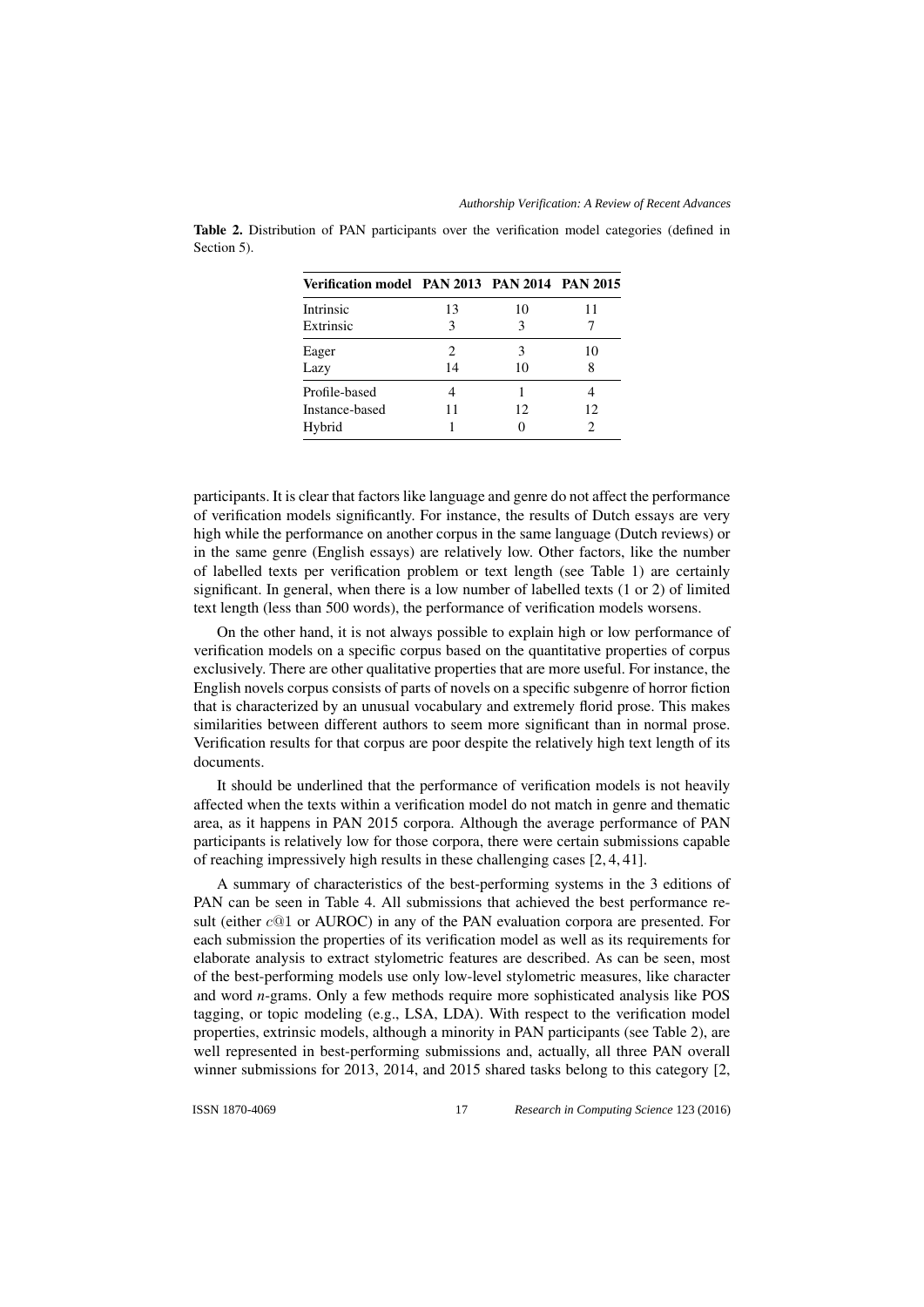**Table 2.** Distribution of PAN participants over the verification model categories (defined in Section 5).

| Verification model | PAN 2013 | PAN 2014 | PAN 2015 |
|---|---|---|---|
| Intrinsic | 13 | 10 | 11 |
| Extrinsic | 3 | 3 | 7 |
| Eager | 2 | 3 | 10 |
| Lazy | 14 | 10 | 8 |
| Profile-based | 4 | 1 | 4 |
| Instance-based | 11 | 12 | 12 |
| Hybrid | 1 | 0 | 2 |

participants. It is clear that factors like language and genre do not affect the performance of verification models significantly. For instance, the results of Dutch essays are very high while the performance on another corpus in the same language (Dutch reviews) or in the same genre (English essays) are relatively low. Other factors, like the number of labelled texts per verification problem or text length (see Table 1) are certainly significant. In general, when there is a low number of labelled texts (1 or 2) of limited text length (less than 500 words), the performance of verification models worsens.

On the other hand, it is not always possible to explain high or low performance of verification models on a specific corpus based on the quantitative properties of corpus exclusively. There are other qualitative properties that are more useful. For instance, the English novels corpus consists of parts of novels on a specific subgenre of horror fiction that is characterized by an unusual vocabulary and extremely florid prose. This makes similarities between different authors to seem more significant than in normal prose. Verification results for that corpus are poor despite the relatively high text length of its documents.

It should be underlined that the performance of verification models is not heavily affected when the texts within a verification model do not match in genre and thematic area, as it happens in PAN 2015 corpora. Although the average performance of PAN participants is relatively low for those corpora, there were certain submissions capable of reaching impressively high results in these challenging cases [2, 4, 41].

A summary of characteristics of the best-performing systems in the 3 editions of PAN can be seen in Table 4. All submissions that achieved the best performance result (either $c@1$ or AUROC) in any of the PAN evaluation corpora are presented. For each submission the properties of its verification model as well as its requirements for elaborate analysis to extract stylometric features are described. As can be seen, most of the best-performing models use only low-level stylometric measures, like character and word *n*-grams. Only a few methods require more sophisticated analysis like POS tagging, or topic modeling (e.g., LSA, LDA). With respect to the verification model properties, extrinsic models, although a minority in PAN participants (see Table 2), are well represented in best-performing submissions and, actually, all three PAN overall winner submissions for 2013, 2014, and 2015 shared tasks belong to this category [2,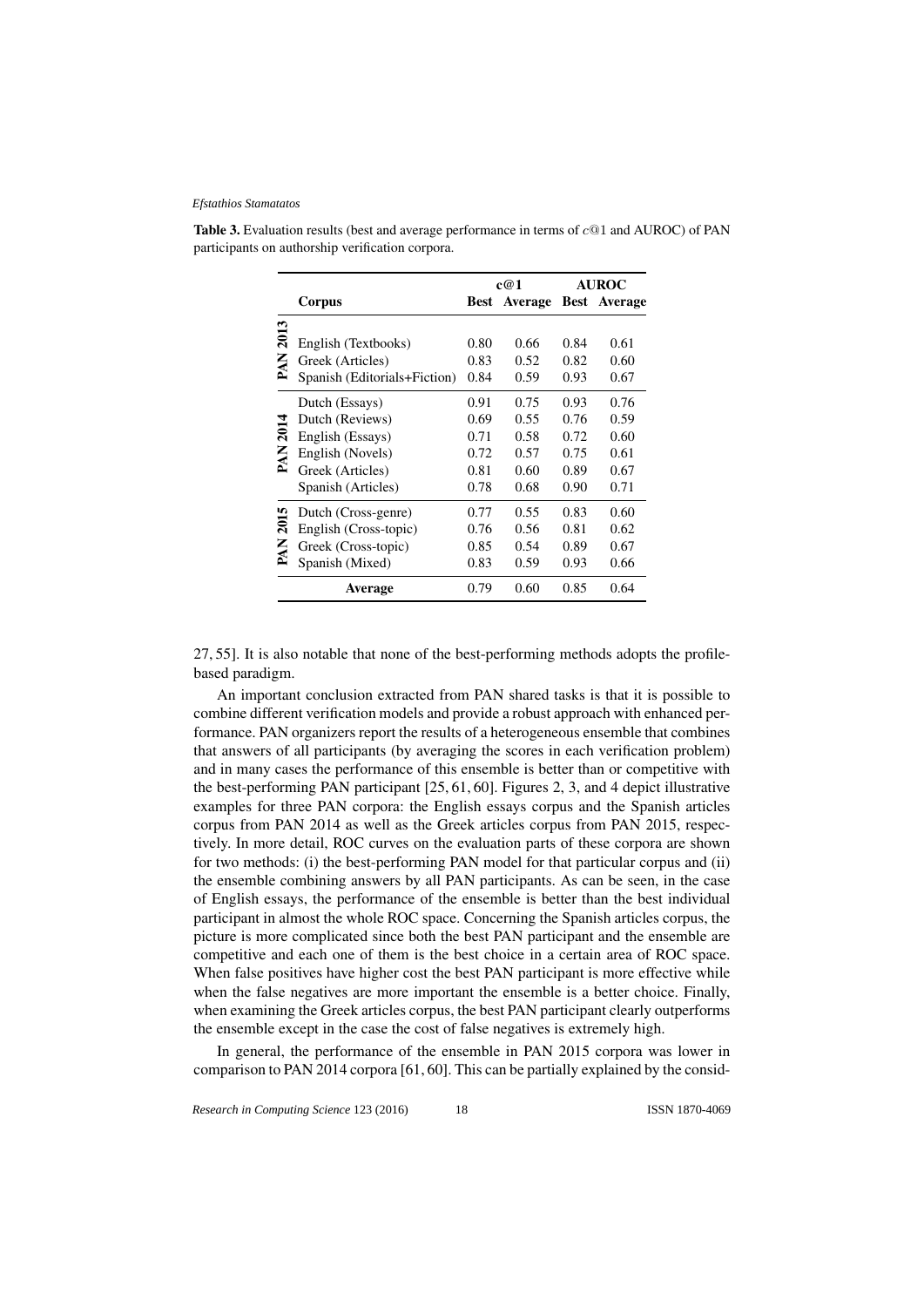**Table 3.** Evaluation results (best and average performance in terms of $c@1$ and AUROC) of PAN participants on authorship verification corpora.

| | Corpus | c@1 | | AUROC | |
|---|---|---|---|---|---|
| | | **Best** | **Average** | **Best** | **Average** |
| **PAN 2013** | English (Textbooks) | 0.80 | 0.66 | 0.84 | 0.61 |
| | Greek (Articles) | 0.83 | 0.52 | 0.82 | 0.60 |
| | Spanish (Editorials+Fiction) | 0.84 | 0.59 | 0.93 | 0.67 |
| **PAN 2014** | Dutch (Essays) | 0.91 | 0.75 | 0.93 | 0.76 |
| | Dutch (Reviews) | 0.69 | 0.55 | 0.76 | 0.59 |
| | English (Essays) | 0.71 | 0.58 | 0.72 | 0.60 |
| | English (Novels) | 0.72 | 0.57 | 0.75 | 0.61 |
| | Greek (Articles) | 0.81 | 0.60 | 0.89 | 0.67 |
| | Spanish (Articles) | 0.78 | 0.68 | 0.90 | 0.71 |
| **PAN 2015** | Dutch (Cross-genre) | 0.77 | 0.55 | 0.83 | 0.60 |
| | English (Cross-topic) | 0.76 | 0.56 | 0.81 | 0.62 |
| | Greek (Cross-topic) | 0.85 | 0.54 | 0.89 | 0.67 |
| | Spanish (Mixed) | 0.83 | 0.59 | 0.93 | 0.66 |
| | **Average** | 0.79 | 0.60 | 0.85 | 0.64 |

27, 55]. It is also notable that none of the best-performing methods adopts the profile-based paradigm.

An important conclusion extracted from PAN shared tasks is that it is possible to combine different verification models and provide a robust approach with enhanced performance. PAN organizers report the results of a heterogeneous ensemble that combines that answers of all participants (by averaging the scores in each verification problem) and in many cases the performance of this ensemble is better than or competitive with the best-performing PAN participant [25, 61, 60]. Figures 2, 3, and 4 depict illustrative examples for three PAN corpora: the English essays corpus and the Spanish articles corpus from PAN 2014 as well as the Greek articles corpus from PAN 2015, respectively. In more detail, ROC curves on the evaluation parts of these corpora are shown for two methods: (i) the best-performing PAN model for that particular corpus and (ii) the ensemble combining answers by all PAN participants. As can be seen, in the case of English essays, the performance of the ensemble is better than the best individual participant in almost the whole ROC space. Concerning the Spanish articles corpus, the picture is more complicated since both the best PAN participant and the ensemble are competitive and each one of them is the best choice in a certain area of ROC space. When false positives have higher cost the best PAN participant is more effective while when the false negatives are more important the ensemble is a better choice. Finally, when examining the Greek articles corpus, the best PAN participant clearly outperforms the ensemble except in the case the cost of false negatives is extremely high.

In general, the performance of the ensemble in PAN 2015 corpora was lower in comparison to PAN 2014 corpora [61, 60]. This can be partially explained by the consid-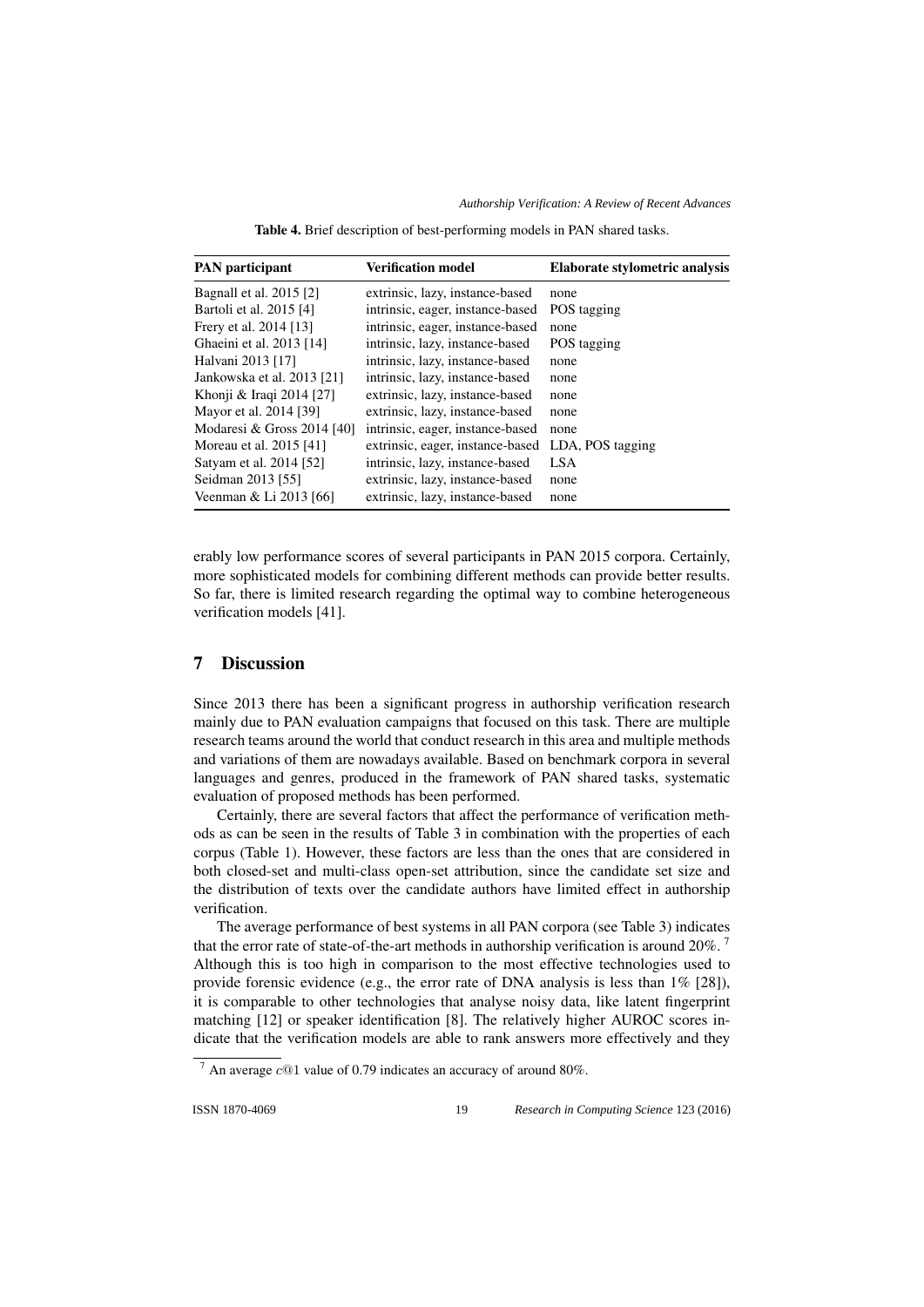Table 4. Brief description of best-performing models in PAN shared tasks.

| PAN participant | Verification model | Elaborate stylometric analysis |
|---|---|---|
| Bagnall et al. 2015 [2] | extrinsic, lazy, instance-based | none |
| Bartoli et al. 2015 [4] | intrinsic, eager, instance-based | POS tagging |
| Frery et al. 2014 [13] | intrinsic, eager, instance-based | none |
| Ghaeini et al. 2013 [14] | intrinsic, lazy, instance-based | POS tagging |
| Halvani 2013 [17] | intrinsic, lazy, instance-based | none |
| Jankowska et al. 2013 [21] | intrinsic, lazy, instance-based | none |
| Khonji & Iraqi 2014 [27] | extrinsic, lazy, instance-based | none |
| Mayor et al. 2014 [39] | extrinsic, lazy, instance-based | none |
| Modaresi & Gross 2014 [40] | intrinsic, eager, instance-based | none |
| Moreau et al. 2015 [41] | extrinsic, eager, instance-based | LDA, POS tagging |
| Satyam et al. 2014 [52] | intrinsic, lazy, instance-based | LSA |
| Seidman 2013 [55] | extrinsic, lazy, instance-based | none |
| Veenman & Li 2013 [66] | extrinsic, lazy, instance-based | none |

erably low performance scores of several participants in PAN 2015 corpora. Certainly, more sophisticated models for combining different methods can provide better results. So far, there is limited research regarding the optimal way to combine heterogeneous verification models [41].

## 7 Discussion

Since 2013 there has been a significant progress in authorship verification research mainly due to PAN evaluation campaigns that focused on this task. There are multiple research teams around the world that conduct research in this area and multiple methods and variations of them are nowadays available. Based on benchmark corpora in several languages and genres, produced in the framework of PAN shared tasks, systematic evaluation of proposed methods has been performed.

Certainly, there are several factors that affect the performance of verification methods as can be seen in the results of Table 3 in combination with the properties of each corpus (Table 1). However, these factors are less than the ones that are considered in both closed-set and multi-class open-set attribution, since the candidate set size and the distribution of texts over the candidate authors have limited effect in authorship verification.

The average performance of best systems in all PAN corpora (see Table 3) indicates that the error rate of state-of-the-art methods in authorship verification is around 20%. [7] Although this is too high in comparison to the most effective technologies used to provide forensic evidence (e.g., the error rate of DNA analysis is less than 1% [28]), it is comparable to other technologies that analyse noisy data, like latent fingerprint matching [12] or speaker identification [8]. The relatively higher AUROC scores indicate that the verification models are able to rank answers more effectively and they

[7] An average $c@1$ value of 0.79 indicates an accuracy of around 80%.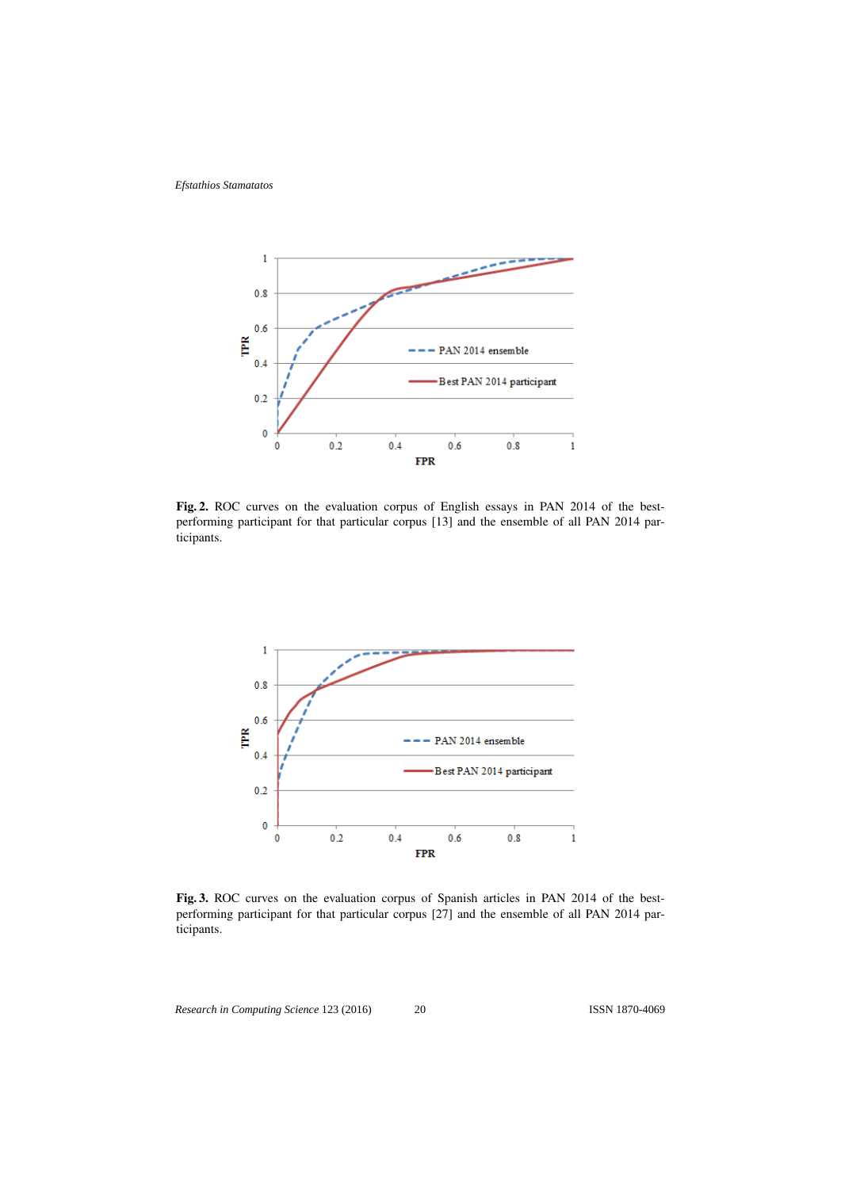**Fig. 2.** ROC curves on the evaluation corpus of English essays in PAN 2014 of the best-performing participant for that particular corpus [13] and the ensemble of all PAN 2014 participants.

**Fig. 3.** ROC curves on the evaluation corpus of Spanish articles in PAN 2014 of the best-performing participant for that particular corpus [27] and the ensemble of all PAN 2014 participants.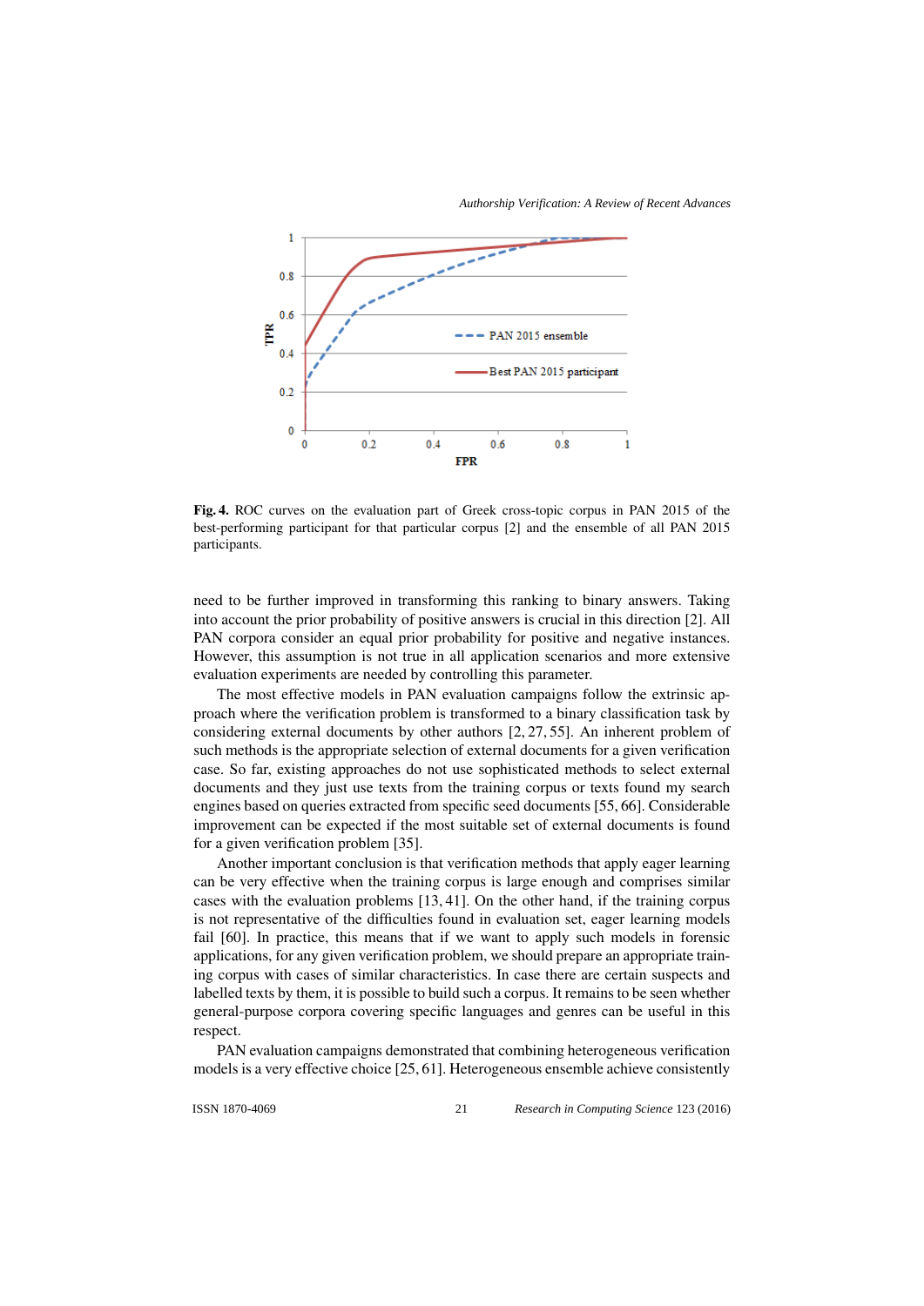**Fig. 4.** ROC curves on the evaluation part of Greek cross-topic corpus in PAN 2015 of the best-performing participant for that particular corpus [2] and the ensemble of all PAN 2015 participants.

need to be further improved in transforming this ranking to binary answers. Taking into account the prior probability of positive answers is crucial in this direction [2]. All PAN corpora consider an equal prior probability for positive and negative instances. However, this assumption is not true in all application scenarios and more extensive evaluation experiments are needed by controlling this parameter.

The most effective models in PAN evaluation campaigns follow the extrinsic approach where the verification problem is transformed to a binary classification task by considering external documents by other authors [2, 27, 55]. An inherent problem of such methods is the appropriate selection of external documents for a given verification case. So far, existing approaches do not use sophisticated methods to select external documents and they just use texts from the training corpus or texts found my search engines based on queries extracted from specific seed documents [55, 66]. Considerable improvement can be expected if the most suitable set of external documents is found for a given verification problem [35].

Another important conclusion is that verification methods that apply eager learning can be very effective when the training corpus is large enough and comprises similar cases with the evaluation problems [13, 41]. On the other hand, if the training corpus is not representative of the difficulties found in evaluation set, eager learning models fail [60]. In practice, this means that if we want to apply such models in forensic applications, for any given verification problem, we should prepare an appropriate training corpus with cases of similar characteristics. In case there are certain suspects and labelled texts by them, it is possible to build such a corpus. It remains to be seen whether general-purpose corpora covering specific languages and genres can be useful in this respect.

PAN evaluation campaigns demonstrated that combining heterogeneous verification models is a very effective choice [25, 61]. Heterogeneous ensemble achieve consistently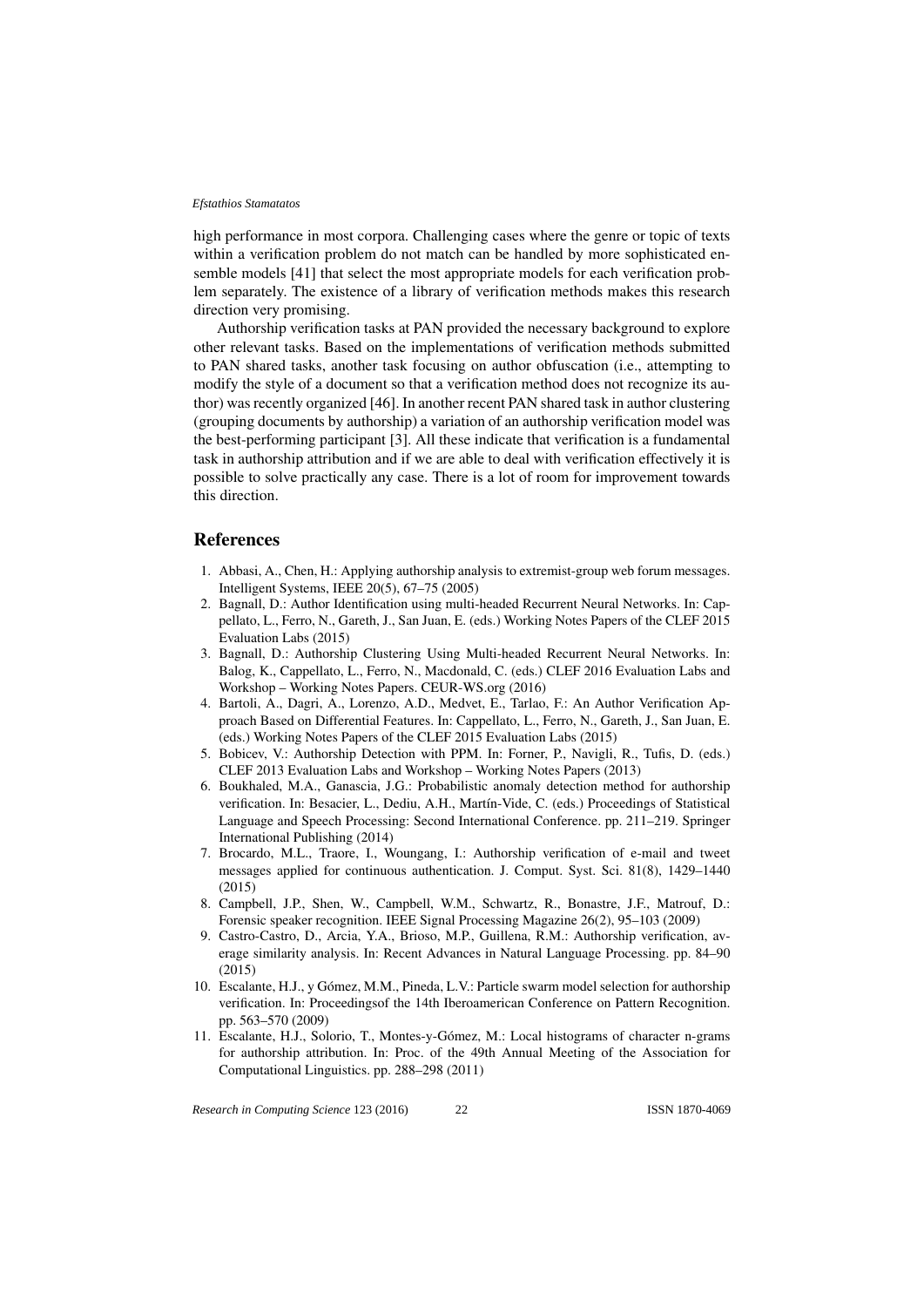high performance in most corpora. Challenging cases where the genre or topic of texts within a verification problem do not match can be handled by more sophisticated ensemble models [41] that select the most appropriate models for each verification problem separately. The existence of a library of verification methods makes this research direction very promising.

Authorship verification tasks at PAN provided the necessary background to explore other relevant tasks. Based on the implementations of verification methods submitted to PAN shared tasks, another task focusing on author obfuscation (i.e., attempting to modify the style of a document so that a verification method does not recognize its author) was recently organized [46]. In another recent PAN shared task in author clustering (grouping documents by authorship) a variation of an authorship verification model was the best-performing participant [3]. All these indicate that verification is a fundamental task in authorship attribution and if we are able to deal with verification effectively it is possible to solve practically any case. There is a lot of room for improvement towards this direction.

## References

1. Abbasi, A., Chen, H.: Applying authorship analysis to extremist-group web forum messages. Intelligent Systems, IEEE 20(5), 67–75 (2005)
2. Bagnall, D.: Author Identification using multi-headed Recurrent Neural Networks. In: Cappellato, L., Ferro, N., Gareth, J., San Juan, E. (eds.) Working Notes Papers of the CLEF 2015 Evaluation Labs (2015)
3. Bagnall, D.: Authorship Clustering Using Multi-headed Recurrent Neural Networks. In: Balog, K., Cappellato, L., Ferro, N., Macdonald, C. (eds.) CLEF 2016 Evaluation Labs and Workshop – Working Notes Papers. CEUR-WS.org (2016)
4. Bartoli, A., Dagri, A., Lorenzo, A.D., Medvet, E., Tarlao, F.: An Author Verification Approach Based on Differential Features. In: Cappellato, L., Ferro, N., Gareth, J., San Juan, E. (eds.) Working Notes Papers of the CLEF 2015 Evaluation Labs (2015)
5. Bobicev, V.: Authorship Detection with PPM. In: Forner, P., Navigli, R., Tufis, D. (eds.) CLEF 2013 Evaluation Labs and Workshop – Working Notes Papers (2013)
6. Boukhaled, M.A., Ganascia, J.G.: Probabilistic anomaly detection method for authorship verification. In: Besacier, L., Dediu, A.H., Martín-Vide, C. (eds.) Proceedings of Statistical Language and Speech Processing: Second International Conference. pp. 211–219. Springer International Publishing (2014)
7. Brocardo, M.L., Traore, I., Woungang, I.: Authorship verification of e-mail and tweet messages applied for continuous authentication. J. Comput. Syst. Sci. 81(8), 1429–1440 (2015)
8. Campbell, J.P., Shen, W., Campbell, W.M., Schwartz, R., Bonastre, J.F., Matrouf, D.: Forensic speaker recognition. IEEE Signal Processing Magazine 26(2), 95–103 (2009)
9. Castro-Castro, D., Arcia, Y.A., Brioso, M.P., Guillena, R.M.: Authorship verification, average similarity analysis. In: Recent Advances in Natural Language Processing. pp. 84–90 (2015)
10. Escalante, H.J., y Gómez, M.M., Pineda, L.V.: Particle swarm model selection for authorship verification. In: Proceedingsof the 14th Iberoamerican Conference on Pattern Recognition. pp. 563–570 (2009)
11. Escalante, H.J., Solorio, T., Montes-y-Gómez, M.: Local histograms of character n-grams for authorship attribution. In: Proc. of the 49th Annual Meeting of the Association for Computational Linguistics. pp. 288–298 (2011)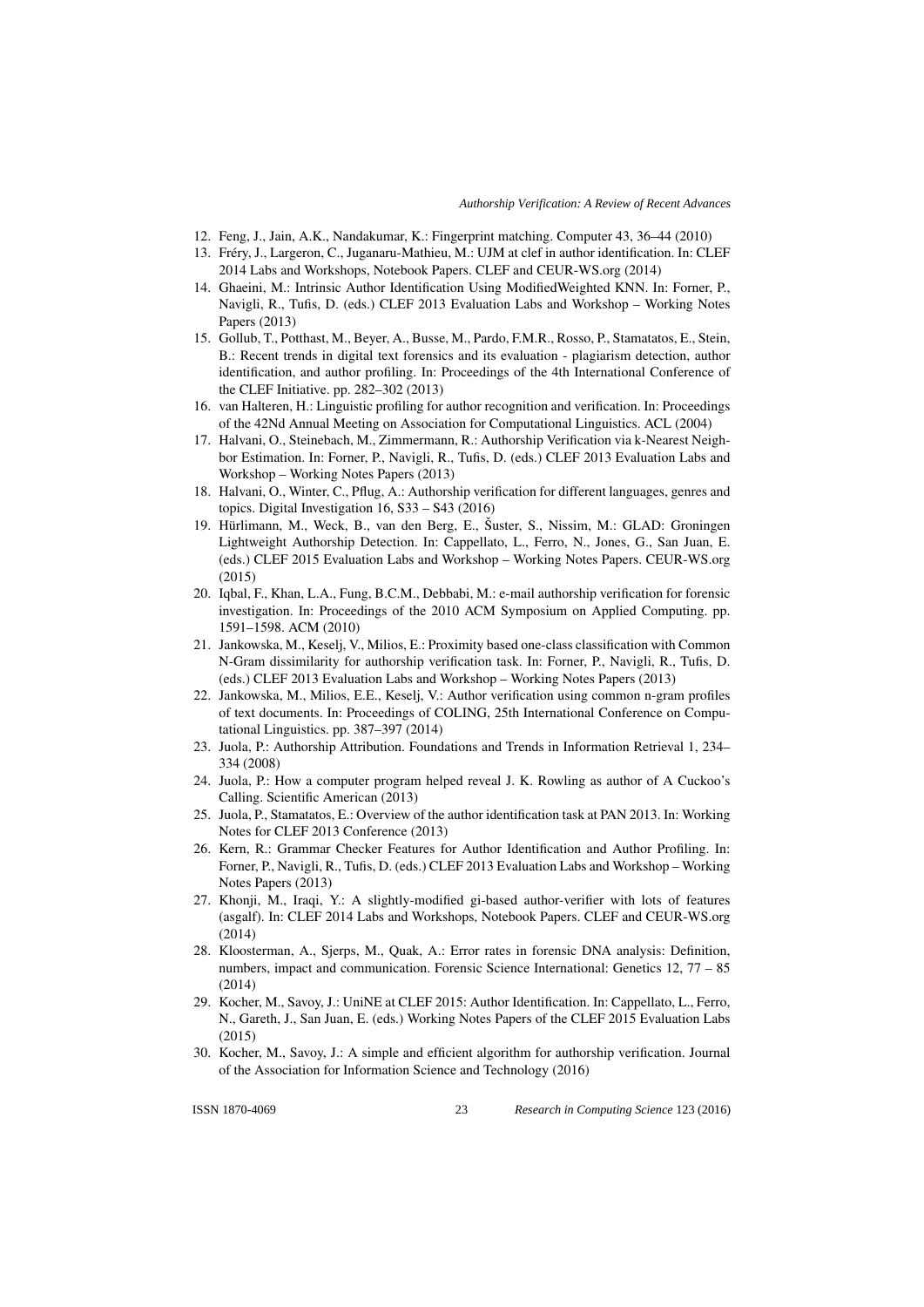12. Feng, J., Jain, A.K., Nandakumar, K.: Fingerprint matching. Computer 43, 36–44 (2010)
13. Fréry, J., Largeron, C., Juganaru-Mathieu, M.: UJM at clef in author identification. In: CLEF 2014 Labs and Workshops, Notebook Papers. CLEF and CEUR-WS.org (2014)
14. Ghaeini, M.: Intrinsic Author Identification Using ModifiedWeighted KNN. In: Forner, P., Navigli, R., Tufis, D. (eds.) CLEF 2013 Evaluation Labs and Workshop – Working Notes Papers (2013)
15. Gollub, T., Potthast, M., Beyer, A., Busse, M., Pardo, F.M.R., Rosso, P., Stamatatos, E., Stein, B.: Recent trends in digital text forensics and its evaluation - plagiarism detection, author identification, and author profiling. In: Proceedings of the 4th International Conference of the CLEF Initiative. pp. 282–302 (2013)
16. van Halteren, H.: Linguistic profiling for author recognition and verification. In: Proceedings of the 42Nd Annual Meeting on Association for Computational Linguistics. ACL (2004)
17. Halvani, O., Steinebach, M., Zimmermann, R.: Authorship Verification via k-Nearest Neighbor Estimation. In: Forner, P., Navigli, R., Tufis, D. (eds.) CLEF 2013 Evaluation Labs and Workshop – Working Notes Papers (2013)
18. Halvani, O., Winter, C., Pflug, A.: Authorship verification for different languages, genres and topics. Digital Investigation 16, S33 – S43 (2016)
19. Hürlimann, M., Weck, B., van den Berg, E., Šuster, S., Nissim, M.: GLAD: Groningen Lightweight Authorship Detection. In: Cappellato, L., Ferro, N., Jones, G., San Juan, E. (eds.) CLEF 2015 Evaluation Labs and Workshop – Working Notes Papers. CEUR-WS.org (2015)
20. Iqbal, F., Khan, L.A., Fung, B.C.M., Debbabi, M.: e-mail authorship verification for forensic investigation. In: Proceedings of the 2010 ACM Symposium on Applied Computing. pp. 1591–1598. ACM (2010)
21. Jankowska, M., Keselj, V., Milios, E.: Proximity based one-class classification with Common N-Gram dissimilarity for authorship verification task. In: Forner, P., Navigli, R., Tufis, D. (eds.) CLEF 2013 Evaluation Labs and Workshop – Working Notes Papers (2013)
22. Jankowska, M., Milios, E.E., Keselj, V.: Author verification using common n-gram profiles of text documents. In: Proceedings of COLING, 25th International Conference on Computational Linguistics. pp. 387–397 (2014)
23. Juola, P.: Authorship Attribution. Foundations and Trends in Information Retrieval 1, 234–334 (2008)
24. Juola, P.: How a computer program helped reveal J. K. Rowling as author of A Cuckoo's Calling. Scientific American (2013)
25. Juola, P., Stamatatos, E.: Overview of the author identification task at PAN 2013. In: Working Notes for CLEF 2013 Conference (2013)
26. Kern, R.: Grammar Checker Features for Author Identification and Author Profiling. In: Forner, P., Navigli, R., Tufis, D. (eds.) CLEF 2013 Evaluation Labs and Workshop – Working Notes Papers (2013)
27. Khonji, M., Iraqi, Y.: A slightly-modified gi-based author-verifier with lots of features (asgalf). In: CLEF 2014 Labs and Workshops, Notebook Papers. CLEF and CEUR-WS.org (2014)
28. Kloosterman, A., Sjerps, M., Quak, A.: Error rates in forensic DNA analysis: Definition, numbers, impact and communication. Forensic Science International: Genetics 12, 77 – 85 (2014)
29. Kocher, M., Savoy, J.: UniNE at CLEF 2015: Author Identification. In: Cappellato, L., Ferro, N., Gareth, J., San Juan, E. (eds.) Working Notes Papers of the CLEF 2015 Evaluation Labs (2015)
30. Kocher, M., Savoy, J.: A simple and efficient algorithm for authorship verification. Journal of the Association for Information Science and Technology (2016)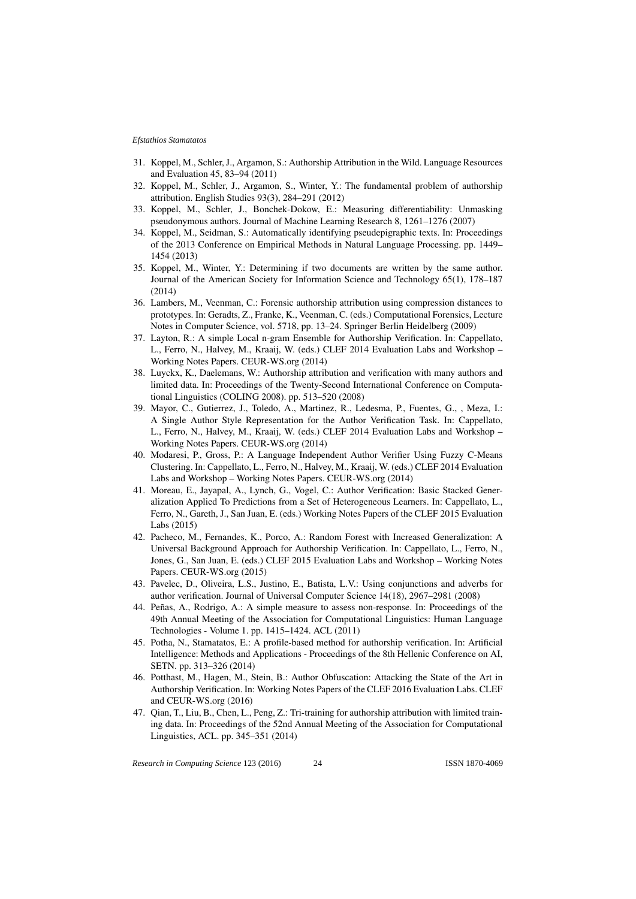31. Koppel, M., Schler, J., Argamon, S.: Authorship Attribution in the Wild. Language Resources and Evaluation 45, 83–94 (2011)
32. Koppel, M., Schler, J., Argamon, S., Winter, Y.: The fundamental problem of authorship attribution. English Studies 93(3), 284–291 (2012)
33. Koppel, M., Schler, J., Bonchek-Dokow, E.: Measuring differentiability: Unmasking pseudonymous authors. Journal of Machine Learning Research 8, 1261–1276 (2007)
34. Koppel, M., Seidman, S.: Automatically identifying pseudepigraphic texts. In: Proceedings of the 2013 Conference on Empirical Methods in Natural Language Processing. pp. 1449–1454 (2013)
35. Koppel, M., Winter, Y.: Determining if two documents are written by the same author. Journal of the American Society for Information Science and Technology 65(1), 178–187 (2014)
36. Lambers, M., Veenman, C.: Forensic authorship attribution using compression distances to prototypes. In: Geradts, Z., Franke, K., Veenman, C. (eds.) Computational Forensics, Lecture Notes in Computer Science, vol. 5718, pp. 13–24. Springer Berlin Heidelberg (2009)
37. Layton, R.: A simple Local n-gram Ensemble for Authorship Verification. In: Cappellato, L., Ferro, N., Halvey, M., Kraaij, W. (eds.) CLEF 2014 Evaluation Labs and Workshop – Working Notes Papers. CEUR-WS.org (2014)
38. Luyckx, K., Daelemans, W.: Authorship attribution and verification with many authors and limited data. In: Proceedings of the Twenty-Second International Conference on Computational Linguistics (COLING 2008). pp. 513–520 (2008)
39. Mayor, C., Gutierrez, J., Toledo, A., Martinez, R., Ledesma, P., Fuentes, G., , Meza, I.: A Single Author Style Representation for the Author Verification Task. In: Cappellato, L., Ferro, N., Halvey, M., Kraaij, W. (eds.) CLEF 2014 Evaluation Labs and Workshop – Working Notes Papers. CEUR-WS.org (2014)
40. Modaresi, P., Gross, P.: A Language Independent Author Verifier Using Fuzzy C-Means Clustering. In: Cappellato, L., Ferro, N., Halvey, M., Kraaij, W. (eds.) CLEF 2014 Evaluation Labs and Workshop – Working Notes Papers. CEUR-WS.org (2014)
41. Moreau, E., Jayapal, A., Lynch, G., Vogel, C.: Author Verification: Basic Stacked Generalization Applied To Predictions from a Set of Heterogeneous Learners. In: Cappellato, L., Ferro, N., Gareth, J., San Juan, E. (eds.) Working Notes Papers of the CLEF 2015 Evaluation Labs (2015)
42. Pacheco, M., Fernandes, K., Porco, A.: Random Forest with Increased Generalization: A Universal Background Approach for Authorship Verification. In: Cappellato, L., Ferro, N., Jones, G., San Juan, E. (eds.) CLEF 2015 Evaluation Labs and Workshop – Working Notes Papers. CEUR-WS.org (2015)
43. Pavelec, D., Oliveira, L.S., Justino, E., Batista, L.V.: Using conjunctions and adverbs for author verification. Journal of Universal Computer Science 14(18), 2967–2981 (2008)
44. Peñas, A., Rodrigo, A.: A simple measure to assess non-response. In: Proceedings of the 49th Annual Meeting of the Association for Computational Linguistics: Human Language Technologies - Volume 1. pp. 1415–1424. ACL (2011)
45. Potha, N., Stamatatos, E.: A profile-based method for authorship verification. In: Artificial Intelligence: Methods and Applications - Proceedings of the 8th Hellenic Conference on AI, SETN. pp. 313–326 (2014)
46. Potthast, M., Hagen, M., Stein, B.: Author Obfuscation: Attacking the State of the Art in Authorship Verification. In: Working Notes Papers of the CLEF 2016 Evaluation Labs. CLEF and CEUR-WS.org (2016)
47. Qian, T., Liu, B., Chen, L., Peng, Z.: Tri-training for authorship attribution with limited training data. In: Proceedings of the 52nd Annual Meeting of the Association for Computational Linguistics, ACL. pp. 345–351 (2014)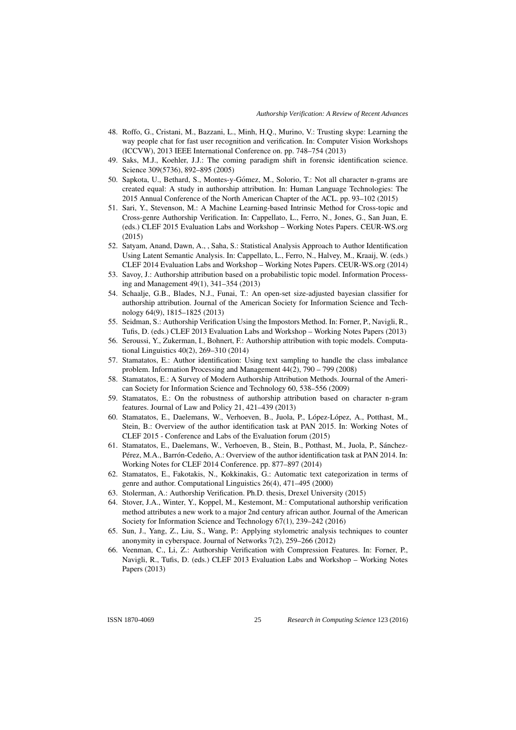48. Roffo, G., Cristani, M., Bazzani, L., Minh, H.Q., Murino, V.: Trusting skype: Learning the way people chat for fast user recognition and verification. In: Computer Vision Workshops (ICCVW), 2013 IEEE International Conference on. pp. 748–754 (2013)
49. Saks, M.J., Koehler, J.J.: The coming paradigm shift in forensic identification science. Science 309(5736), 892–895 (2005)
50. Sapkota, U., Bethard, S., Montes-y-Gómez, M., Solorio, T.: Not all character n-grams are created equal: A study in authorship attribution. In: Human Language Technologies: The 2015 Annual Conference of the North American Chapter of the ACL. pp. 93–102 (2015)
51. Sari, Y., Stevenson, M.: A Machine Learning-based Intrinsic Method for Cross-topic and Cross-genre Authorship Verification. In: Cappellato, L., Ferro, N., Jones, G., San Juan, E. (eds.) CLEF 2015 Evaluation Labs and Workshop – Working Notes Papers. CEUR-WS.org (2015)
52. Satyam, Anand, Dawn, A., , Saha, S.: Statistical Analysis Approach to Author Identification Using Latent Semantic Analysis. In: Cappellato, L., Ferro, N., Halvey, M., Kraaij, W. (eds.) CLEF 2014 Evaluation Labs and Workshop – Working Notes Papers. CEUR-WS.org (2014)
53. Savoy, J.: Authorship attribution based on a probabilistic topic model. Information Processing and Management 49(1), 341–354 (2013)
54. Schaalje, G.B., Blades, N.J., Funai, T.: An open-set size-adjusted bayesian classifier for authorship attribution. Journal of the American Society for Information Science and Technology 64(9), 1815–1825 (2013)
55. Seidman, S.: Authorship Verification Using the Impostors Method. In: Forner, P., Navigli, R., Tufis, D. (eds.) CLEF 2013 Evaluation Labs and Workshop – Working Notes Papers (2013)
56. Seroussi, Y., Zukerman, I., Bohnert, F.: Authorship attribution with topic models. Computational Linguistics 40(2), 269–310 (2014)
57. Stamatatos, E.: Author identification: Using text sampling to handle the class imbalance problem. Information Processing and Management 44(2), 790 – 799 (2008)
58. Stamatatos, E.: A Survey of Modern Authorship Attribution Methods. Journal of the American Society for Information Science and Technology 60, 538–556 (2009)
59. Stamatatos, E.: On the robustness of authorship attribution based on character n-gram features. Journal of Law and Policy 21, 421–439 (2013)
60. Stamatatos, E., Daelemans, W., Verhoeven, B., Juola, P., López-López, A., Potthast, M., Stein, B.: Overview of the author identification task at PAN 2015. In: Working Notes of CLEF 2015 - Conference and Labs of the Evaluation forum (2015)
61. Stamatatos, E., Daelemans, W., Verhoeven, B., Stein, B., Potthast, M., Juola, P., Sánchez-Pérez, M.A., Barrón-Cedeño, A.: Overview of the author identification task at PAN 2014. In: Working Notes for CLEF 2014 Conference. pp. 877–897 (2014)
62. Stamatatos, E., Fakotakis, N., Kokkinakis, G.: Automatic text categorization in terms of genre and author. Computational Linguistics 26(4), 471–495 (2000)
63. Stolerman, A.: Authorship Verification. Ph.D. thesis, Drexel University (2015)
64. Stover, J.A., Winter, Y., Koppel, M., Kestemont, M.: Computational authorship verification method attributes a new work to a major 2nd century african author. Journal of the American Society for Information Science and Technology 67(1), 239–242 (2016)
65. Sun, J., Yang, Z., Liu, S., Wang, P.: Applying stylometric analysis techniques to counter anonymity in cyberspace. Journal of Networks 7(2), 259–266 (2012)
66. Veenman, C., Li, Z.: Authorship Verification with Compression Features. In: Forner, P., Navigli, R., Tufis, D. (eds.) CLEF 2013 Evaluation Labs and Workshop – Working Notes Papers (2013)